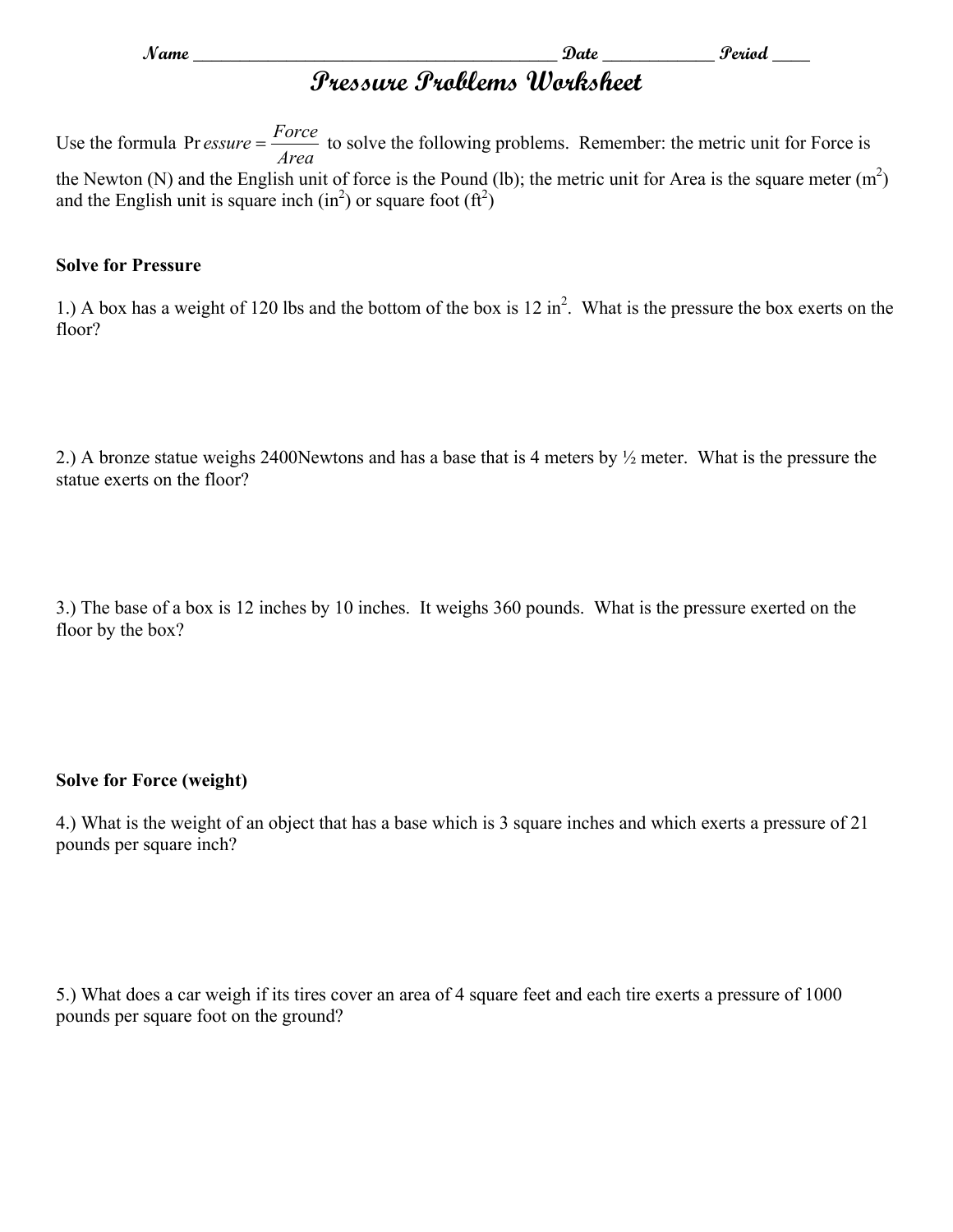Name ________________________________________ Date ____________ Period ____

# Pressure Problems Worksheet

Use the formula $Pressure = \frac{Force}{Area}$ to solve the following problems. Remember: the metric unit for Force is the Newton (N) and the English unit of force is the Pound (lb); the metric unit for Area is the square meter ($m^2$) and the English unit is square inch ($in^2$) or square foot ($ft^2$)

**Solve for Pressure**

1.) A box has a weight of 120 lbs and the bottom of the box is 12 $in^2$. What is the pressure the box exerts on the floor?

2.) A bronze statue weighs 2400Newtons and has a base that is 4 meters by ½ meter. What is the pressure the statue exerts on the floor?

3.) The base of a box is 12 inches by 10 inches. It weighs 360 pounds. What is the pressure exerted on the floor by the box?

**Solve for Force (weight)**

4.) What is the weight of an object that has a base which is 3 square inches and which exerts a pressure of 21 pounds per square inch?

5.) What does a car weigh if its tires cover an area of 4 square feet and each tire exerts a pressure of 1000 pounds per square foot on the ground?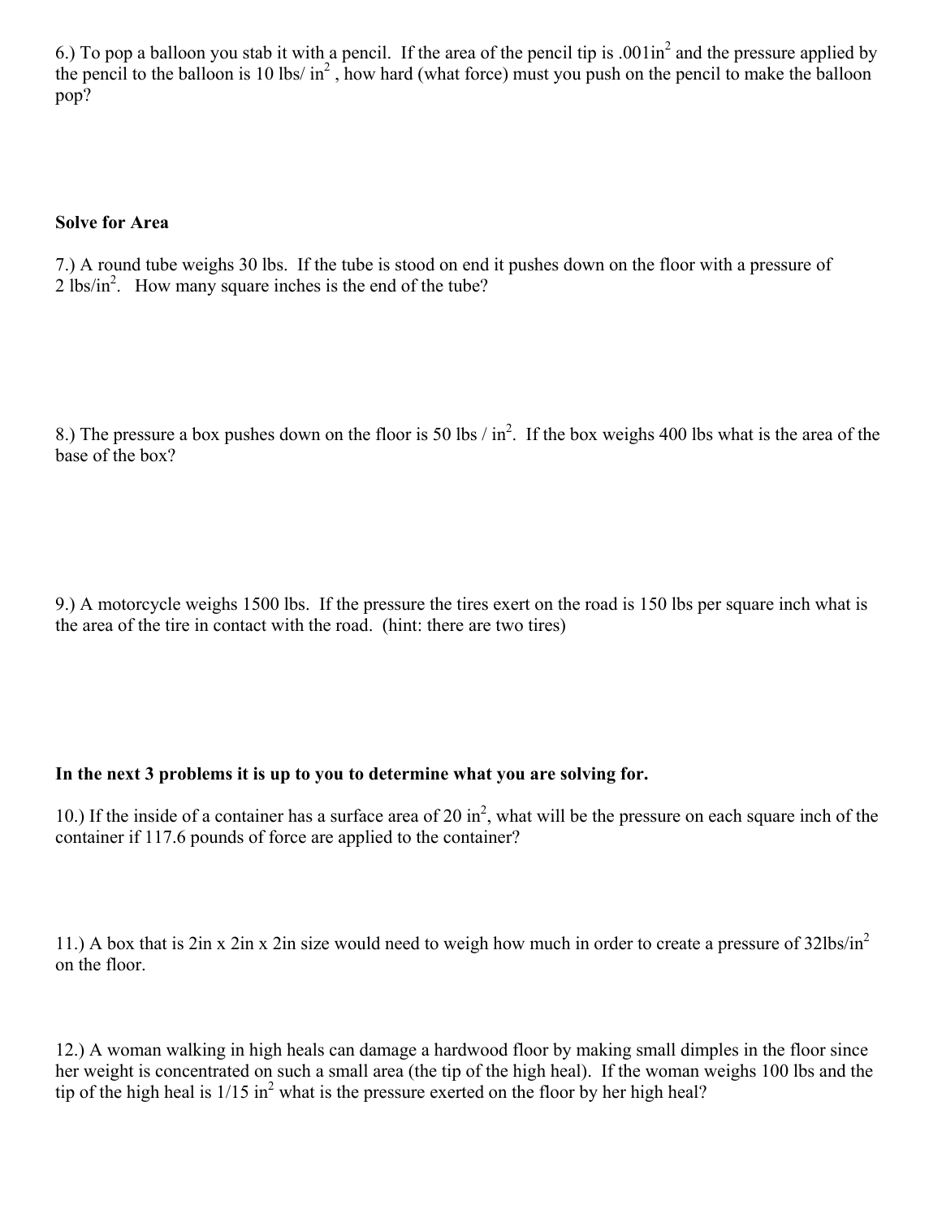6.) To pop a balloon you stab it with a pencil. If the area of the pencil tip is .001in$^2$ and the pressure applied by the pencil to the balloon is 10 lbs/ in$^2$ , how hard (what force) must you push on the pencil to make the balloon pop?

**Solve for Area**

7.) A round tube weighs 30 lbs. If the tube is stood on end it pushes down on the floor with a pressure of 2 lbs/in$^2$. How many square inches is the end of the tube?

8.) The pressure a box pushes down on the floor is 50 lbs / in$^2$. If the box weighs 400 lbs what is the area of the base of the box?

9.) A motorcycle weighs 1500 lbs. If the pressure the tires exert on the road is 150 lbs per square inch what is the area of the tire in contact with the road. (hint: there are two tires)

**In the next 3 problems it is up to you to determine what you are solving for.**

10.) If the inside of a container has a surface area of 20 in$^2$, what will be the pressure on each square inch of the container if 117.6 pounds of force are applied to the container?

11.) A box that is 2in x 2in x 2in size would need to weigh how much in order to create a pressure of 32lbs/in$^2$ on the floor.

12.) A woman walking in high heals can damage a hardwood floor by making small dimples in the floor since her weight is concentrated on such a small area (the tip of the high heal). If the woman weighs 100 lbs and the tip of the high heal is 1/15 in$^2$ what is the pressure exerted on the floor by her high heal?